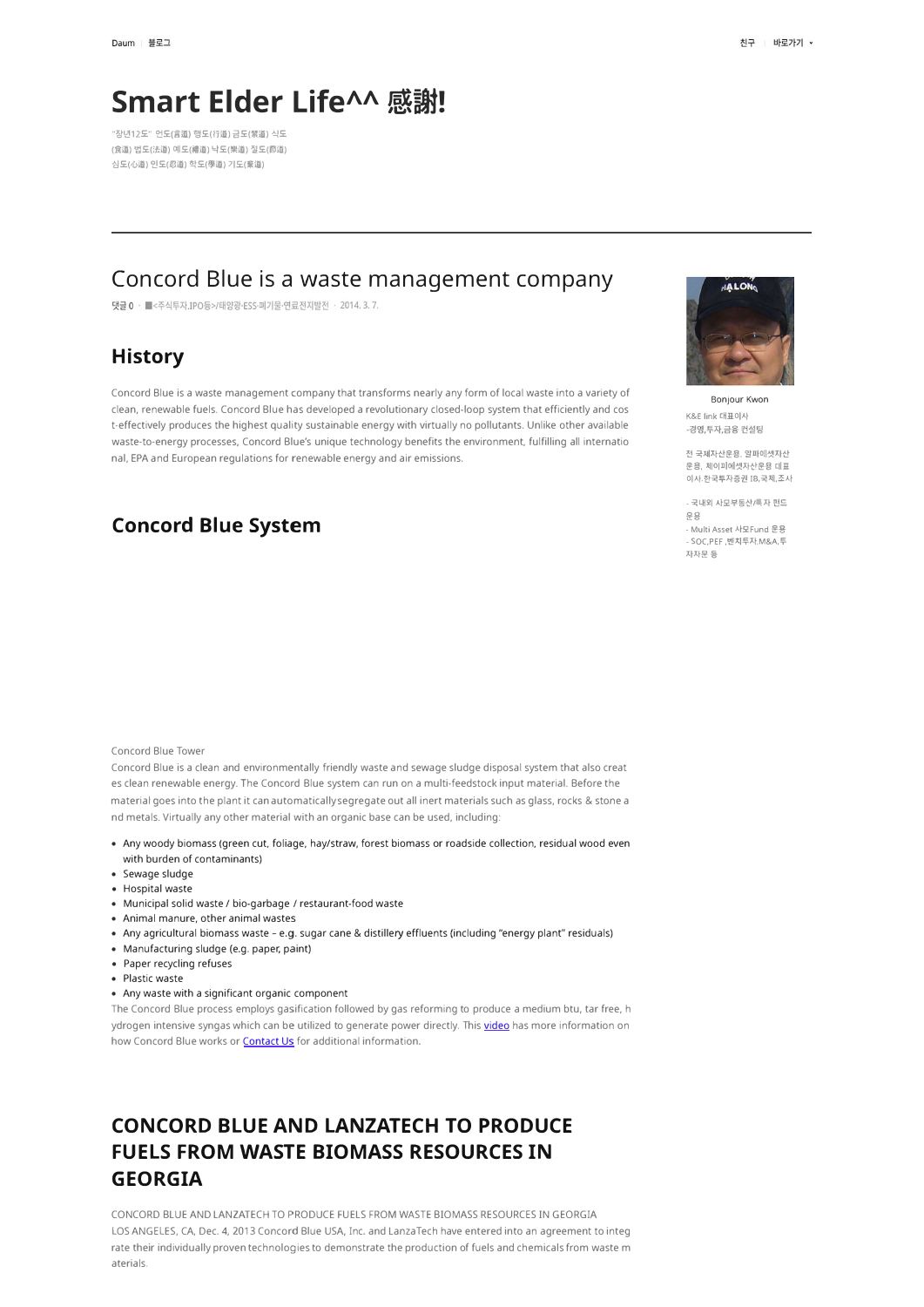Daum | 블로그

친구 | 바로가기

# Smart Elder Life^^ 感謝!

"장년12도" 언도(言道) 행도(行道) 금도(禁道) 식도(食道) 법도(法道) 예도(禮道) 낙도(樂道) 절도(節道) 심도(心道) 인도(忍道) 학도(學道) 기도(祈道)

---

## Concord Blue is a waste management company

댓글 0 · ■<주식투자,IPO등>/태양광·ESS·폐기물·연료전지발전 · 2014. 3. 7.

Bonjour Kwon

K&E link 대표이사
-경영,투자,금융 컨설팅

전 국제자산운용, 알파에셋자산운용, 제이피에셋자산운용 대표이사.한국투자증권 IB,국제,조사

- 국내외 사모부동산/특자 펀드 운용
- Multi Asset 사모Fund 운용
- SOC,PEF ,벤처투자.M&A,투자자문 등

### History

Concord Blue is a waste management company that transforms nearly any form of local waste into a variety of clean, renewable fuels. Concord Blue has developed a revolutionary closed-loop system that efficiently and cost-effectively produces the highest quality sustainable energy with virtually no pollutants. Unlike other available waste-to-energy processes, Concord Blue's unique technology benefits the environment, fulfilling all international, EPA and European regulations for renewable energy and air emissions.

### Concord Blue System

Concord Blue Tower

Concord Blue is a clean and environmentally friendly waste and sewage sludge disposal system that also creates clean renewable energy. The Concord Blue system can run on a multi-feedstock input material. Before the material goes into the plant it can automatically segregate out all inert materials such as glass, rocks & stone and metals. Virtually any other material with an organic base can be used, including:

- Any woody biomass (green cut, foliage, hay/straw, forest biomass or roadside collection, residual wood even with burden of contaminants)
- Sewage sludge
- Hospital waste
- Municipal solid waste / bio-garbage / restaurant-food waste
- Animal manure, other animal wastes
- Any agricultural biomass waste – e.g. sugar cane & distillery effluents (including "energy plant" residuals)
- Manufacturing sludge (e.g. paper, paint)
- Paper recycling refuses
- Plastic waste
- Any waste with a significant organic component

The Concord Blue process employs gasification followed by gas reforming to produce a medium btu, tar free, hydrogen intensive syngas which can be utilized to generate power directly. This video has more information on how Concord Blue works or Contact Us for additional information.

### CONCORD BLUE AND LANZATECH TO PRODUCE FUELS FROM WASTE BIOMASS RESOURCES IN GEORGIA

CONCORD BLUE AND LANZATECH TO PRODUCE FUELS FROM WASTE BIOMASS RESOURCES IN GEORGIA
LOS ANGELES, CA, Dec. 4, 2013 Concord Blue USA, Inc. and LanzaTech have entered into an agreement to integrate their individually proven technologies to demonstrate the production of fuels and chemicals from waste materials.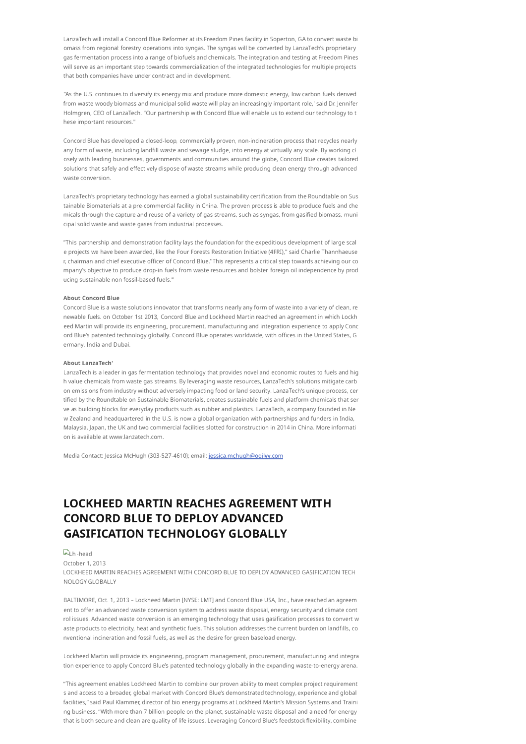LanzaTech will install a Concord Blue Reformer at its Freedom Pines facility in Soperton, GA to convert waste biomass from regional forestry operations into syngas. The syngas will be converted by LanzaTech's proprietary gas fermentation process into a range of biofuels and chemicals. The integration and testing at Freedom Pines will serve as an important step towards commercialization of the integrated technologies for multiple projects that both companies have under contract and in development.

"As the U.S. continues to diversify its energy mix and produce more domestic energy, low carbon fuels derived from waste woody biomass and municipal solid waste will play an increasingly important role,' said Dr. Jennifer Holmgren, CEO of LanzaTech. "Our partnership with Concord Blue will enable us to extend our technology to these important resources."

Concord Blue has developed a closed-loop, commercially proven, non-incineration process that recycles nearly any form of waste, including landfill waste and sewage sludge, into energy at virtually any scale. By working closely with leading businesses, governments and communities around the globe, Concord Blue creates tailored solutions that safely and effectively dispose of waste streams while producing clean energy through advanced waste conversion.

LanzaTech's proprietary technology has earned a global sustainability certification from the Roundtable on Sustainable Biomaterials at a pre-commercial facility in China. The proven process is able to produce fuels and chemicals through the capture and reuse of a variety of gas streams, such as syngas, from gasified biomass, municipal solid waste and waste gases from industrial processes.

"This partnership and demonstration facility lays the foundation for the expeditious development of large scale projects we have been awarded, like the Four Forests Restoration Initiative (4FRI)," said Charlie Thannhaeuser, chairman and chief executive officer of Concord Blue."This represents a critical step towards achieving our company's objective to produce drop-in fuels from waste resources and bolster foreign oil independence by producing sustainable non fossil-based fuels."

**About Concord Blue**

Concord Blue is a waste solutions innovator that transforms nearly any form of waste into a variety of clean, renewable fuels. on October 1st 2013, Concord Blue and Lockheed Martin reached an agreement in which Lockheed Martin will provide its engineering, procurement, manufacturing and integration experience to apply Concord Blue's patented technology globally. Concord Blue operates worldwide, with offices in the United States, Germany, India and Dubai.

**About LanzaTech'**

LanzaTech is a leader in gas fermentation technology that provides novel and economic routes to fuels and high value chemicals from waste gas streams. By leveraging waste resources, LanzaTech's solutions mitigate carbon emissions from industry without adversely impacting food or land security. LanzaTech's unique process, certified by the Roundtable on Sustainable Biomaterials, creates sustainable fuels and platform chemicals that serve as building blocks for everyday products such as rubber and plastics. LanzaTech, a company founded in New Zealand and headquartered in the U.S. is now a global organization with partnerships and funders in India, Malaysia, Japan, the UK and two commercial facilities slotted for construction in 2014 in China. More information is available at www.lanzatech.com.

Media Contact: Jessica McHugh (303-527-4610); email: jessica.mchugh@ogilvy.com

# LOCKHEED MARTIN REACHES AGREEMENT WITH CONCORD BLUE TO DEPLOY ADVANCED GASIFICATION TECHNOLOGY GLOBALLY

Lh -head

October 1, 2013

LOCKHEED MARTIN REACHES AGREEMENT WITH CONCORD BLUE TO DEPLOY ADVANCED GASIFICATION TECHNOLOGY GLOBALLY

BALTIMORE, Oct. 1, 2013 – Lockheed Martin [NYSE: LMT] and Concord Blue USA, Inc., have reached an agreement to offer an advanced waste conversion system to address waste disposal, energy security and climate control issues. Advanced waste conversion is an emerging technology that uses gasification processes to convert waste products to electricity, heat and synthetic fuels. This solution addresses the current burden on landfills, conventional incineration and fossil fuels, as well as the desire for green baseload energy.

Lockheed Martin will provide its engineering, program management, procurement, manufacturing and integration experience to apply Concord Blue's patented technology globally in the expanding waste-to-energy arena.

"This agreement enables Lockheed Martin to combine our proven ability to meet complex project requirements and access to a broader, global market with Concord Blue's demonstrated technology, experience and global facilities," said Paul Klammer, director of bio energy programs at Lockheed Martin's Mission Systems and Training business. "With more than 7 billion people on the planet, sustainable waste disposal and a need for energy that is both secure and clean are quality of life issues. Leveraging Concord Blue's feedstock flexibility, combine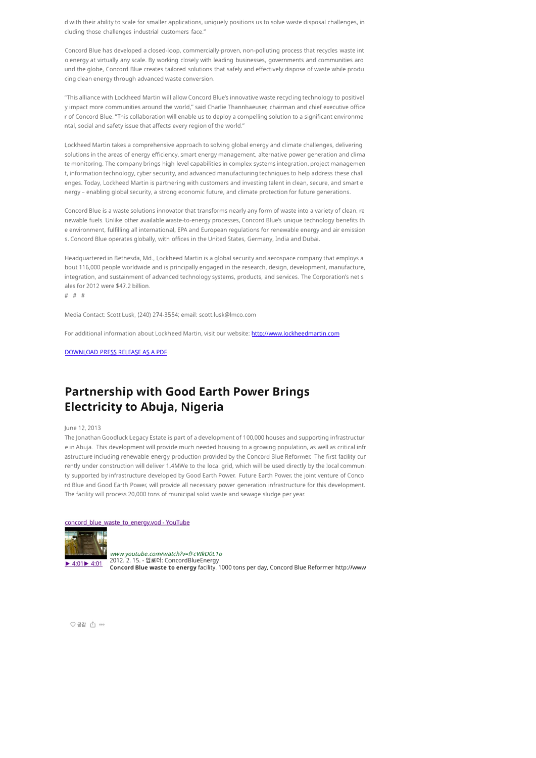d with their ability to scale for smaller applications, uniquely positions us to solve waste disposal challenges, including those challenges industrial customers face."

Concord Blue has developed a closed-loop, commercially-proven, non-polluting process that recycles waste into energy at virtually any scale. By working closely with leading businesses, governments and communities around the globe, Concord Blue creates tailored solutions that safely and effectively dispose of waste while producing clean energy through advanced waste conversion.

"This alliance with Lockheed Martin will allow Concord Blue's innovative waste recycling technology to positively impact more communities around the world," said Charlie Thannhaeuser, chairman and chief executive officer of Concord Blue. "This collaboration will enable us to deploy a compelling solution to a significant environmental, social and safety issue that affects every region of the world."

Lockheed Martin takes a comprehensive approach to solving global energy and climate challenges, delivering solutions in the areas of energy efficiency, smart energy management, alternative power generation and climate monitoring. The company brings high level capabilities in complex systems integration, project management, information technology, cyber security, and advanced manufacturing techniques to help address these challenges. Today, Lockheed Martin is partnering with customers and investing talent in clean, secure, and smart energy – enabling global security, a strong economic future, and climate protection for future generations.

Concord Blue is a waste solutions innovator that transforms nearly any form of waste into a variety of clean, renewable fuels. Unlike other available waste-to-energy processes, Concord Blue's unique technology benefits the environment, fulfilling all international, EPA and European regulations for renewable energy and air emissions. Concord Blue operates globally, with offices in the United States, Germany, India and Dubai.

Headquartered in Bethesda, Md., Lockheed Martin is a global security and aerospace company that employs about 116,000 people worldwide and is principally engaged in the research, design, development, manufacture, integration, and sustainment of advanced technology systems, products, and services. The Corporation's net sales for 2012 were $47.2 billion.

# # #

Media Contact: Scott Lusk, (240) 274-3554; email: scott.lusk@lmco.com

For additional information about Lockheed Martin, visit our website: http://www.lockheedmartin.com

DOWNLOAD PRESS RELEASE AS A PDF

## Partnership with Good Earth Power Brings Electricity to Abuja, Nigeria

June 12, 2013

The Jonathan Goodluck Legacy Estate is part of a development of 100,000 houses and supporting infrastructure in Abuja. This development will provide much needed housing to a growing population, as well as critical infrastructure including renewable energy production provided by the Concord Blue Reformer. The first facility currently under construction will deliver 1.4MWe to the local grid, which will be used directly by the local community supported by infrastructure developed by Good Earth Power. Future Earth Power, the joint venture of Concord Blue and Good Earth Power, will provide all necessary power generation infrastructure for this development. The facility will process 20,000 tons of municipal solid waste and sewage sludge per year.

concord_blue_waste_to_energy.vod - YouTube

▶ 4:01▶ 4:01

*www.youtube.com/watch?v=fFcVIkD0L1o*
2012. 2. 15. - 업로더: ConcordBlueEnergy
**Concord Blue waste to energy** facility. 1000 tons per day, Concord Blue Reformer http://www

♡ 공감